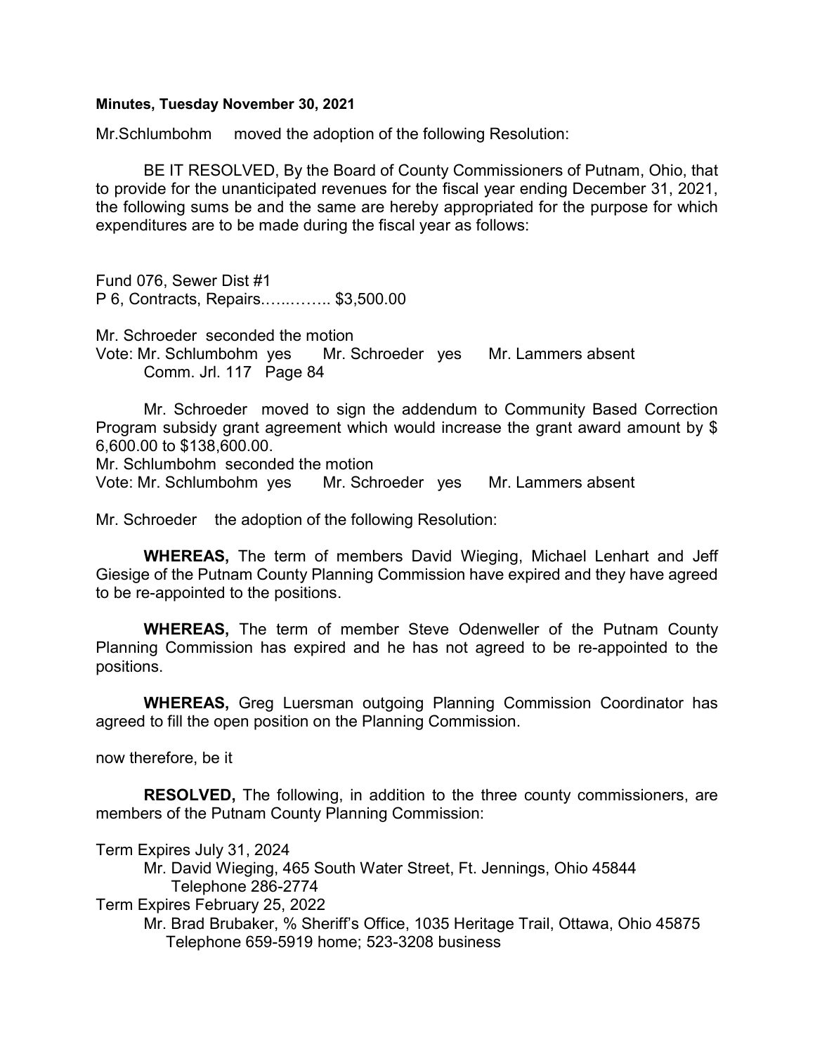**Minutes, Tuesday November 30, 2021**

Mr.Schlumbohm moved the adoption of the following Resolution:

BE IT RESOLVED, By the Board of County Commissioners of Putnam, Ohio, that to provide for the unanticipated revenues for the fiscal year ending December 31, 2021, the following sums be and the same are hereby appropriated for the purpose for which expenditures are to be made during the fiscal year as follows:

Fund 076, Sewer Dist #1
P 6, Contracts, Repairs…..…….. $3,500.00

Mr. Schroeder seconded the motion
Vote: Mr. Schlumbohm yes Mr. Schroeder yes Mr. Lammers absent
Comm. Jrl. 117 Page 84

Mr. Schroeder moved to sign the addendum to Community Based Correction Program subsidy grant agreement which would increase the grant award amount by $ 6,600.00 to $138,600.00.
Mr. Schlumbohm seconded the motion
Vote: Mr. Schlumbohm yes Mr. Schroeder yes Mr. Lammers absent

Mr. Schroeder the adoption of the following Resolution:

**WHEREAS,** The term of members David Wieging, Michael Lenhart and Jeff Giesige of the Putnam County Planning Commission have expired and they have agreed to be re-appointed to the positions.

**WHEREAS,** The term of member Steve Odenweller of the Putnam County Planning Commission has expired and he has not agreed to be re-appointed to the positions.

**WHEREAS,** Greg Luersman outgoing Planning Commission Coordinator has agreed to fill the open position on the Planning Commission.

now therefore, be it

**RESOLVED,** The following, in addition to the three county commissioners, are members of the Putnam County Planning Commission:

Term Expires July 31, 2024
Mr. David Wieging, 465 South Water Street, Ft. Jennings, Ohio 45844
Telephone 286-2774
Term Expires February 25, 2022
Mr. Brad Brubaker, % Sheriff's Office, 1035 Heritage Trail, Ottawa, Ohio 45875
Telephone 659-5919 home; 523-3208 business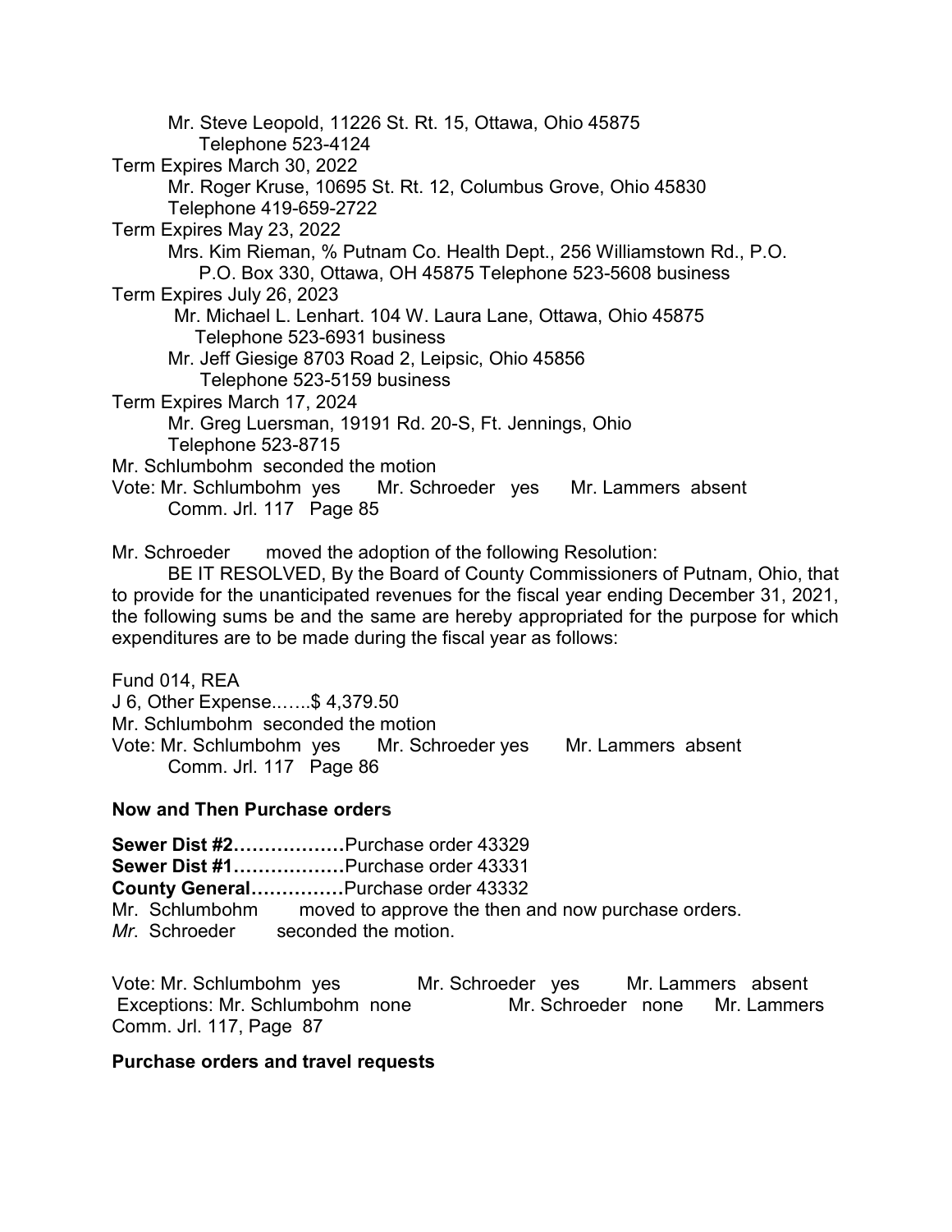Mr. Steve Leopold, 11226 St. Rt. 15, Ottawa, Ohio 45875
Telephone 523-4124

Term Expires March 30, 2022
Mr. Roger Kruse, 10695 St. Rt. 12, Columbus Grove, Ohio 45830
Telephone 419-659-2722

Term Expires May 23, 2022
Mrs. Kim Rieman, % Putnam Co. Health Dept., 256 Williamstown Rd., P.O.
P.O. Box 330, Ottawa, OH 45875 Telephone 523-5608 business

Term Expires July 26, 2023
Mr. Michael L. Lenhart. 104 W. Laura Lane, Ottawa, Ohio 45875
Telephone 523-6931 business
Mr. Jeff Giesige 8703 Road 2, Leipsic, Ohio 45856
Telephone 523-5159 business

Term Expires March 17, 2024
Mr. Greg Luersman, 19191 Rd. 20-S, Ft. Jennings, Ohio
Telephone 523-8715

Mr. Schlumbohm seconded the motion
Vote: Mr. Schlumbohm yes Mr. Schroeder yes Mr. Lammers absent
Comm. Jrl. 117 Page 85

Mr. Schroeder moved the adoption of the following Resolution:

BE IT RESOLVED, By the Board of County Commissioners of Putnam, Ohio, that to provide for the unanticipated revenues for the fiscal year ending December 31, 2021, the following sums be and the same are hereby appropriated for the purpose for which expenditures are to be made during the fiscal year as follows:

Fund 014, REA
J 6, Other Expense..…..$ 4,379.50
Mr. Schlumbohm seconded the motion
Vote: Mr. Schlumbohm yes Mr. Schroeder yes Mr. Lammers absent
Comm. Jrl. 117 Page 86

**Now and Then Purchase orders**

**Sewer Dist #2………………**Purchase order 43329
**Sewer Dist #1………………**Purchase order 43331
**County General……………**Purchase order 43332
Mr. Schlumbohm moved to approve the then and now purchase orders.
*Mr*. Schroeder seconded the motion.

Vote: Mr. Schlumbohm yes Mr. Schroeder yes Mr. Lammers absent
Exceptions: Mr. Schlumbohm none Mr. Schroeder none Mr. Lammers
Comm. Jrl. 117, Page 87

**Purchase orders and travel requests**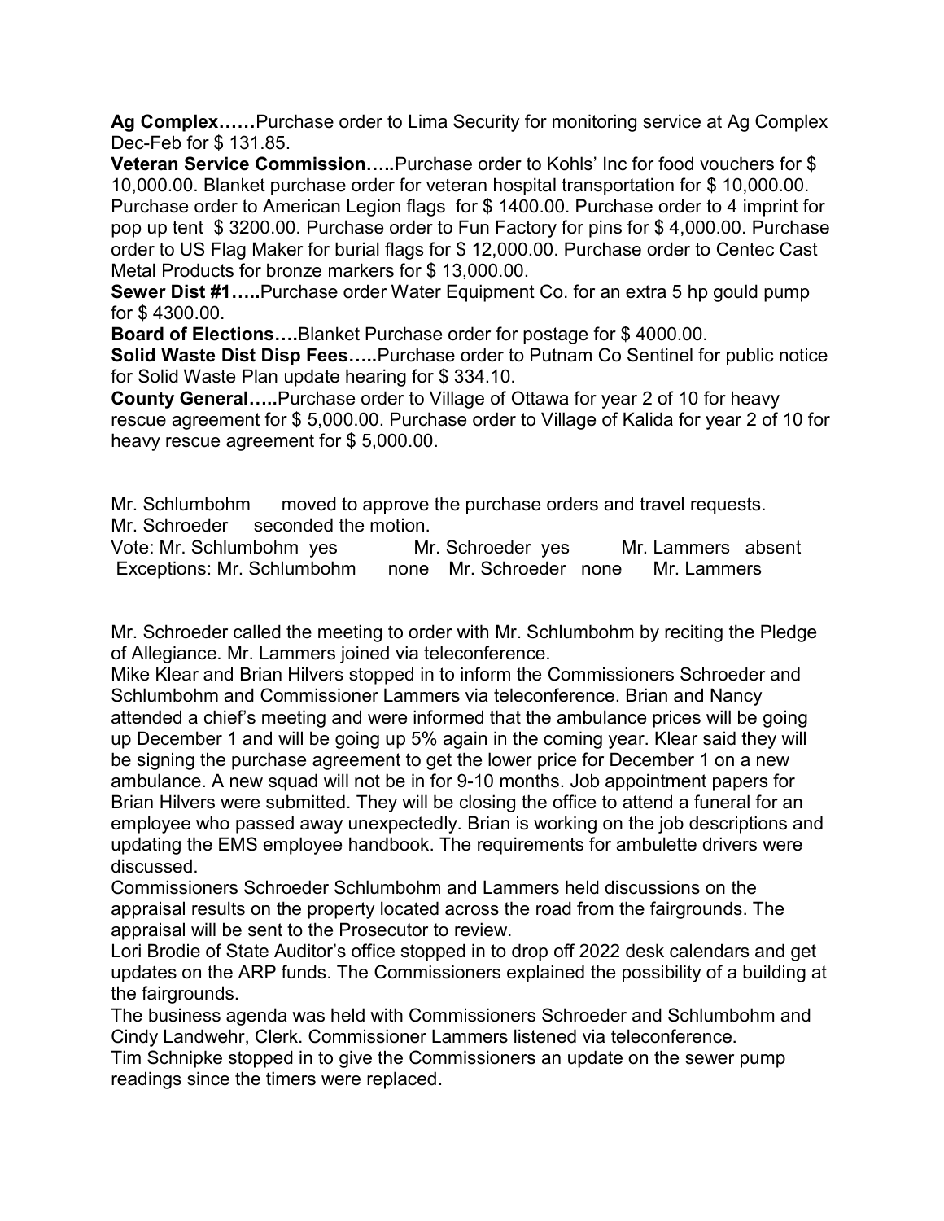**Ag Complex……**Purchase order to Lima Security for monitoring service at Ag Complex Dec-Feb for $ 131.85.

**Veteran Service Commission…..**Purchase order to Kohls' Inc for food vouchers for $ 10,000.00. Blanket purchase order for veteran hospital transportation for $ 10,000.00. Purchase order to American Legion flags for $ 1400.00. Purchase order to 4 imprint for pop up tent $ 3200.00. Purchase order to Fun Factory for pins for $ 4,000.00. Purchase order to US Flag Maker for burial flags for $ 12,000.00. Purchase order to Centec Cast Metal Products for bronze markers for $ 13,000.00.

**Sewer Dist #1…..**Purchase order Water Equipment Co. for an extra 5 hp gould pump for $ 4300.00.

**Board of Elections….**Blanket Purchase order for postage for $ 4000.00.

**Solid Waste Dist Disp Fees…..**Purchase order to Putnam Co Sentinel for public notice for Solid Waste Plan update hearing for $ 334.10.

**County General…..**Purchase order to Village of Ottawa for year 2 of 10 for heavy rescue agreement for $ 5,000.00. Purchase order to Village of Kalida for year 2 of 10 for heavy rescue agreement for $ 5,000.00.

Mr. Schlumbohm moved to approve the purchase orders and travel requests.
Mr. Schroeder seconded the motion.
Vote: Mr. Schlumbohm yes Mr. Schroeder yes Mr. Lammers absent
Exceptions: Mr. Schlumbohm none Mr. Schroeder none Mr. Lammers

Mr. Schroeder called the meeting to order with Mr. Schlumbohm by reciting the Pledge of Allegiance. Mr. Lammers joined via teleconference.
Mike Klear and Brian Hilvers stopped in to inform the Commissioners Schroeder and Schlumbohm and Commissioner Lammers via teleconference. Brian and Nancy attended a chief's meeting and were informed that the ambulance prices will be going up December 1 and will be going up 5% again in the coming year. Klear said they will be signing the purchase agreement to get the lower price for December 1 on a new ambulance. A new squad will not be in for 9-10 months. Job appointment papers for Brian Hilvers were submitted. They will be closing the office to attend a funeral for an employee who passed away unexpectedly. Brian is working on the job descriptions and updating the EMS employee handbook. The requirements for ambulette drivers were discussed.
Commissioners Schroeder Schlumbohm and Lammers held discussions on the appraisal results on the property located across the road from the fairgrounds. The appraisal will be sent to the Prosecutor to review.
Lori Brodie of State Auditor's office stopped in to drop off 2022 desk calendars and get updates on the ARP funds. The Commissioners explained the possibility of a building at the fairgrounds.
The business agenda was held with Commissioners Schroeder and Schlumbohm and Cindy Landwehr, Clerk. Commissioner Lammers listened via teleconference.
Tim Schnipke stopped in to give the Commissioners an update on the sewer pump readings since the timers were replaced.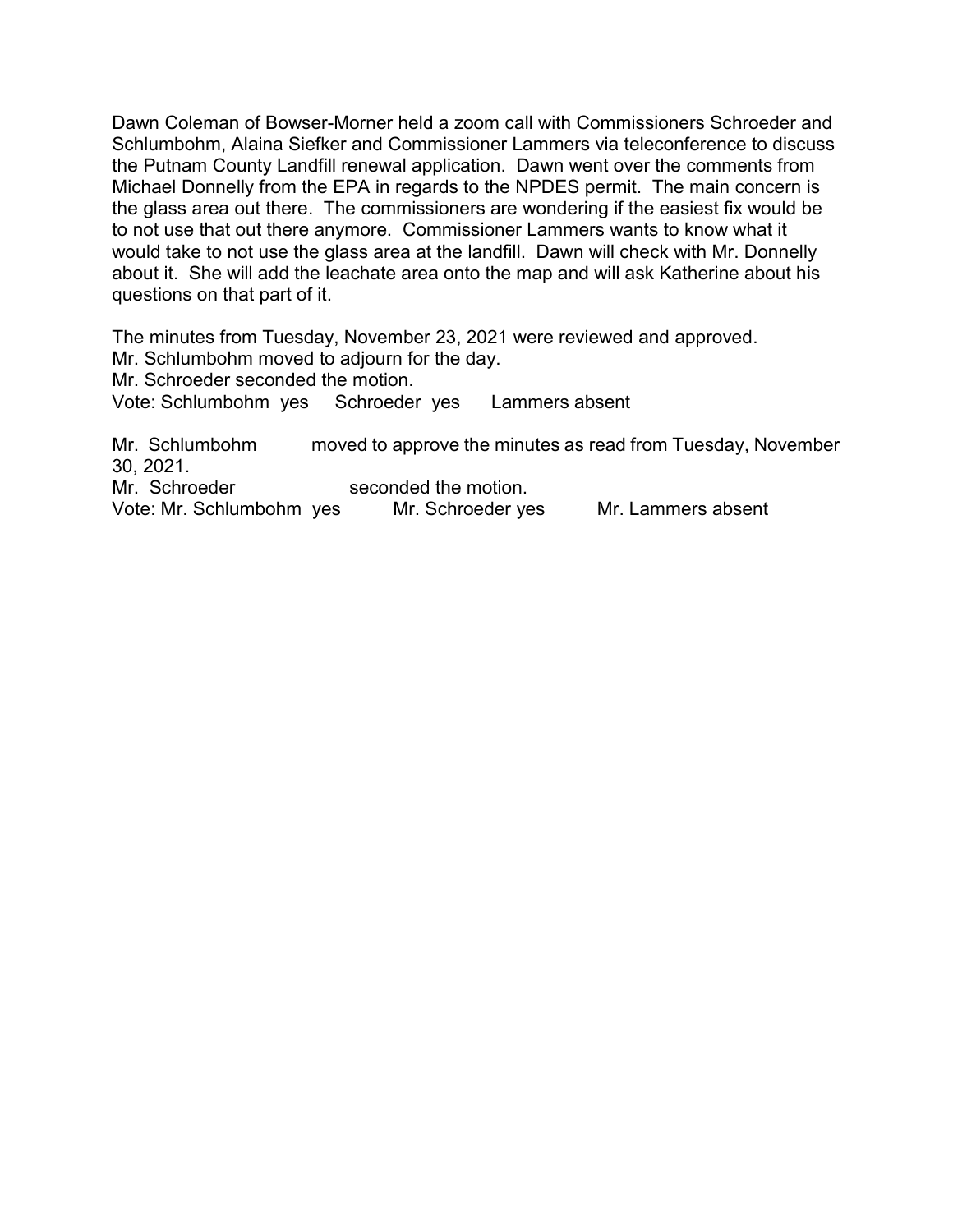Dawn Coleman of Bowser-Morner held a zoom call with Commissioners Schroeder and Schlumbohm, Alaina Siefker and Commissioner Lammers via teleconference to discuss the Putnam County Landfill renewal application. Dawn went over the comments from Michael Donnelly from the EPA in regards to the NPDES permit. The main concern is the glass area out there. The commissioners are wondering if the easiest fix would be to not use that out there anymore. Commissioner Lammers wants to know what it would take to not use the glass area at the landfill. Dawn will check with Mr. Donnelly about it. She will add the leachate area onto the map and will ask Katherine about his questions on that part of it.

The minutes from Tuesday, November 23, 2021 were reviewed and approved.
Mr. Schlumbohm moved to adjourn for the day.
Mr. Schroeder seconded the motion.
Vote: Schlumbohm yes Schroeder yes Lammers absent

Mr. Schlumbohm moved to approve the minutes as read from Tuesday, November 30, 2021.
Mr. Schroeder seconded the motion.
Vote: Mr. Schlumbohm yes Mr. Schroeder yes Mr. Lammers absent